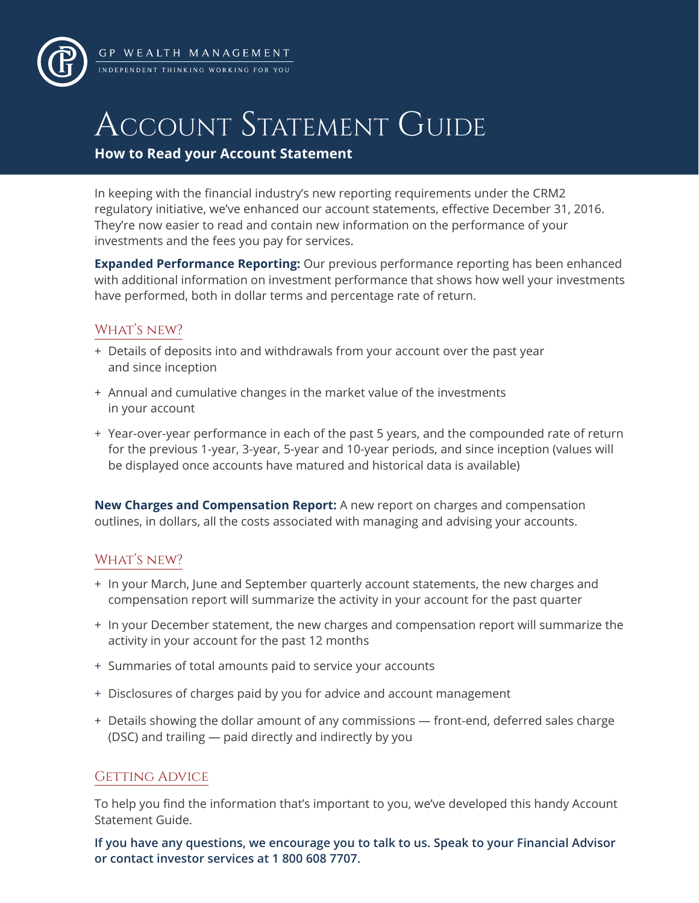GP WEALTH MANAGEMENT

INDEPENDENT THINKING WORKING FOR YOU

# Account Statement Guide

**How to Read your Account Statement**

In keeping with the financial industry's new reporting requirements under the CRM2 regulatory initiative, we've enhanced our account statements, effective December 31, 2016. They're now easier to read and contain new information on the performance of your investments and the fees you pay for services.

**Expanded Performance Reporting:** Our previous performance reporting has been enhanced with additional information on investment performance that shows how well your investments have performed, both in dollar terms and percentage rate of return.

## What's new?

+ Details of deposits into and withdrawals from your account over the past year and since inception
+ Annual and cumulative changes in the market value of the investments in your account
+ Year-over-year performance in each of the past 5 years, and the compounded rate of return for the previous 1-year, 3-year, 5-year and 10-year periods, and since inception (values will be displayed once accounts have matured and historical data is available)

**New Charges and Compensation Report:** A new report on charges and compensation outlines, in dollars, all the costs associated with managing and advising your accounts.

## What's new?

+ In your March, June and September quarterly account statements, the new charges and compensation report will summarize the activity in your account for the past quarter
+ In your December statement, the new charges and compensation report will summarize the activity in your account for the past 12 months
+ Summaries of total amounts paid to service your accounts
+ Disclosures of charges paid by you for advice and account management
+ Details showing the dollar amount of any commissions — front-end, deferred sales charge (DSC) and trailing — paid directly and indirectly by you

## Getting Advice

To help you find the information that's important to you, we've developed this handy Account Statement Guide.

**If you have any questions, we encourage you to talk to us. Speak to your Financial Advisor or contact investor services at 1 800 608 7707.**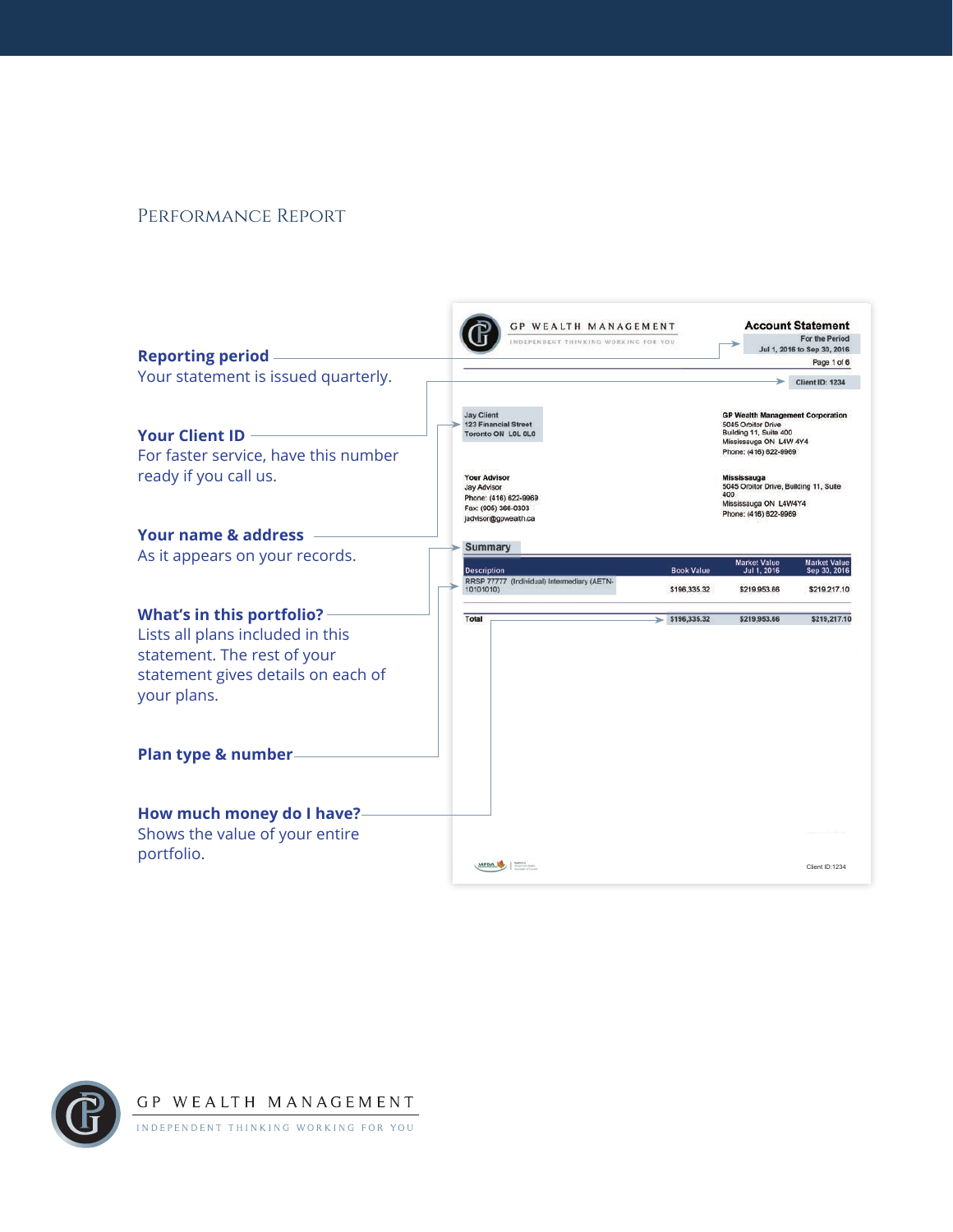# Performance Report

**Reporting period**
Your statement is issued quarterly.

**Your Client ID**
For faster service, have this number ready if you call us.

**Your name & address**
As it appears on your records.

**What's in this portfolio?**
Lists all plans included in this statement. The rest of your statement gives details on each of your plans.

**Plan type & number**

**How much money do I have?**
Shows the value of your entire portfolio.

GP WEALTH MANAGEMENT
INDEPENDENT THINKING WORKING FOR YOU

**Account Statement**
For the Period
Jul 1, 2016 to Sep 30, 2016
Page 1 of 6

Client ID: 1234

Jay Client
123 Financial Street
Toronto ON L0L 0L0

GP Wealth Management Corporation
5045 Orbitor Drive
Building 11, Suite 400
Mississauga ON L4W 4Y4
Phone: (416) 622-9969

Your Advisor
Jay Advisor
Phone: (416) 622-9969
Fax: (905) 366-0303
jadvisor@gpweath.ca

Mississauga
5045 Orbitor Drive, Building 11, Suite 400
Mississauga ON L4W4Y4
Phone: (416) 622-9969

**Summary**

| Description | Book Value | Market Value Jul 1, 2016 | Market Value Sep 30, 2016 |
|---|---|---|---|
| RRSP 77777 (Individual) Intermediary (AETN-10101010) | $196,335.32 | $219,953.66 | $219,217.10 |
| Total | $196,335.32 | $219,953.66 | $219,217.10 |

Client ID:1234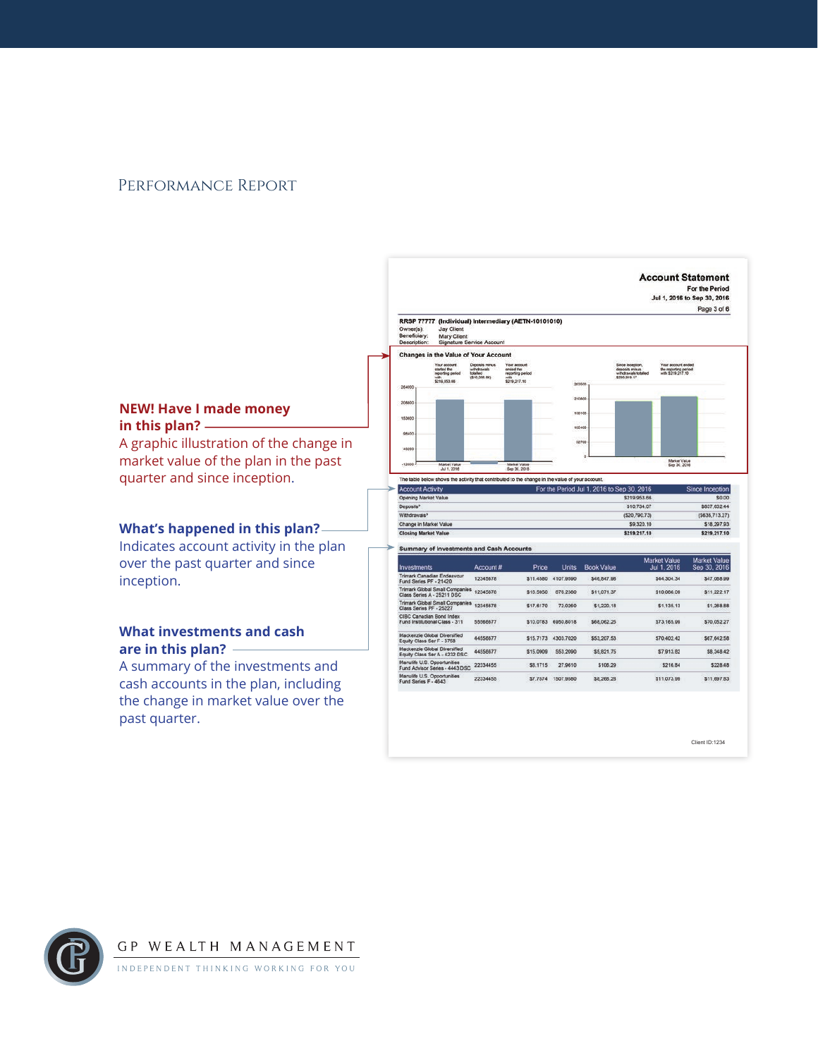# Performance Report

## Account Statement

For the Period
Jul 1, 2016 to Sep 30, 2016

Page 3 of 6

**RRSP 77777 (Individual) Intermediary (AETN-10101010)**

Owner(s): Jay Client
Beneficiary: Mary Client
Description: Signature Service Account

### Changes in the Value of Your Account

Your account started the reporting period with $219,953.66

Deposits minus withdrawals totalled ($10,056.66)

Your account ended the reporting period with $219,217.10

Since inception, deposits minus withdrawals totalled $200,919.17

Your account ended the reporting period with $219,217.10

The table below shows the activity that contributed to the change in the value of your account.

| Account Activity | For the Period Jul 1, 2016 to Sep 30, 2016 | Since Inception |
|---|---|---|
| Opening Market Value | $219,953.66 | $0.00 |
| Deposits² | $10,734.07 | $837,632.44 |
| Withdrawals³ | ($20,790.73) | ($636,713.27) |
| Change in Market Value | $9,320.10 | $18,297.93 |
| Closing Market Value | $219,217.10 | $219,217.10 |

### Summary of Investments and Cash Accounts

| Investments | Account # | Price | Units | Book Value | Market Value Jul 1, 2016 | Market Value Sep 30, 2016 |
|---|---|---|---|---|---|---|
| Trimark Canadian Endeavour Fund Series PF - 21420 | 12345678 | $11.4580 | 4107.9590 | $46,847.98 | $44,304.34 | $47,068.99 |
| Trimark Global Small Companies Class Series A - 25211 DSC | 12345678 | $16.5450 | 678.2360 | $11,071.37 | $10,066.08 | $11,222.17 |
| Trimark Global Small Companies Class Series PF - 25227 | 12345678 | $17.6170 | 72.0360 | $1,220.18 | $1,135.13 | $1,268.88 |
| CIBC Canadian Bond Index Fund Institutional Class - 311 | 55566677 | $10.0763 | 6950.8018 | $66,062.25 | $73,165.99 | $70,052.27 |
| Mackenzie Global Diversified Equity Class Ser F - 3758 | 44556677 | $15.7173 | 4303.7020 | $53,207.53 | $70,402.42 | $67,642.58 |
| Mackenzie Global Diversified Equity Class Ser A - 4232 DSC | 44556677 | $15.0909 | 553.2090 | $5,821.75 | $7,913.82 | $8,348.42 |
| Manulife U.S. Opportunities Fund Advisor Series - 4443 DSC | 22334455 | $8.1715 | 27.9610 | $108.29 | $216.84 | $228.48 |
| Manulife U.S. Opportunities Fund Series F - 4543 | 22334455 | $7.7574 | 1507.9580 | $8,265.28 | $11,073.98 | $11,697.83 |

Client ID:1234

**NEW! Have I made money in this plan?**
A graphic illustration of the change in market value of the plan in the past quarter and since inception.

**What's happened in this plan?**
Indicates account activity in the plan over the past quarter and since inception.

**What investments and cash are in this plan?**
A summary of the investments and cash accounts in the plan, including the change in market value over the past quarter.

GP WEALTH MANAGEMENT
INDEPENDENT THINKING WORKING FOR YOU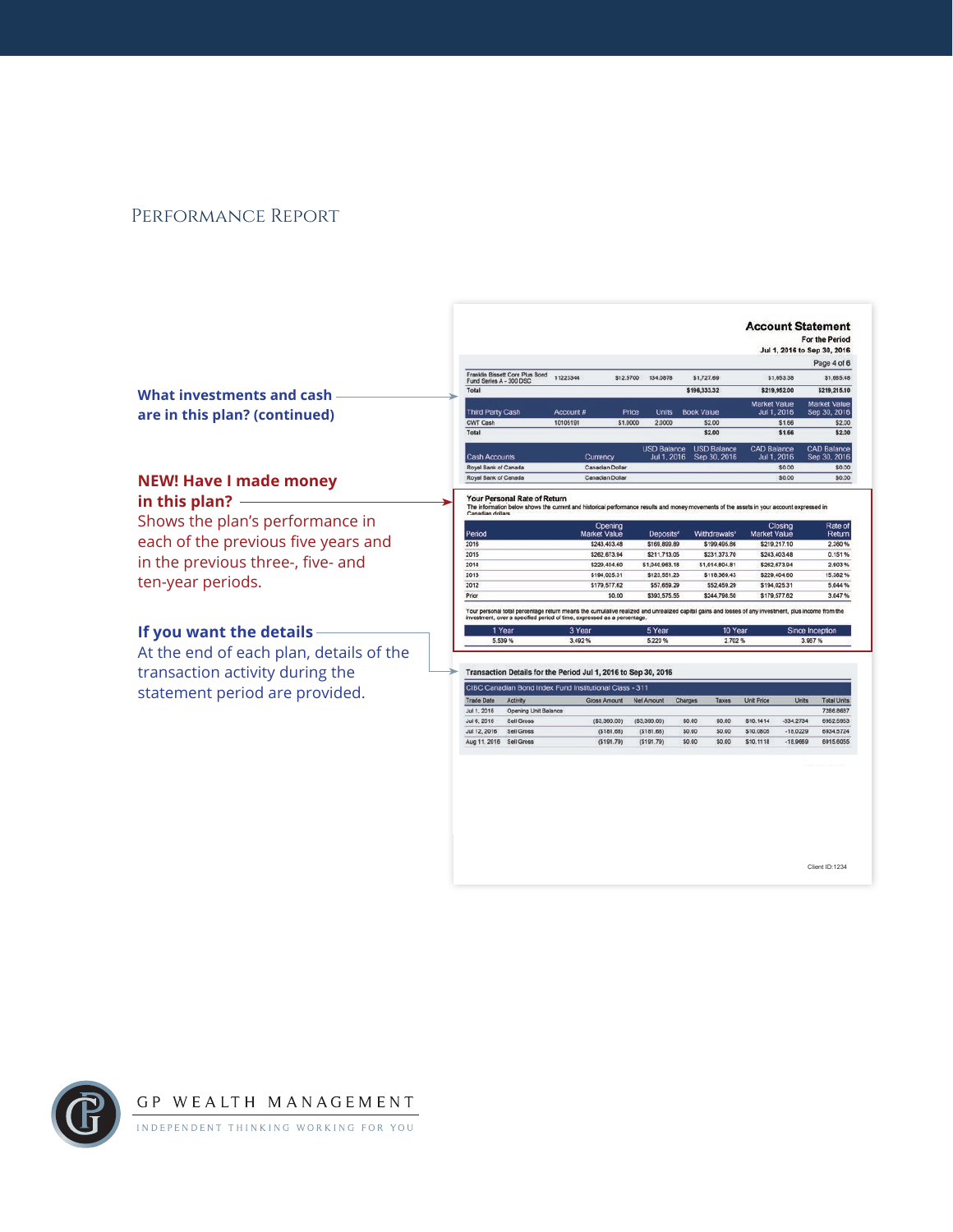## Performance Report

**What investments and cash are in this plan? (continued)**

**NEW! Have I made money in this plan?**
Shows the plan's performance in each of the previous five years and in the previous three-, five- and ten-year periods.

**If you want the details**
At the end of each plan, details of the transaction activity during the statement period are provided.

**Account Statement**
For the Period
Jul 1, 2016 to Sep 30, 2016

Page 4 of 6

| | | | | | | |
|---|---|---|---|---|---|---|
| Franklin Bissett Core Plus Bond Fund Series A - 300 DSC | 11223344 | $12.5700 | 134.0678 | $1,727.69 | $1,653.38 | $1,685.48 |
| Total | | | | $196,333.32 | $219,952.00 | $219,215.10 |

| Third Party Cash | Account # | Price | Units | Book Value | Market Value Jul 1, 2016 | Market Value Sep 30, 2016 |
|---|---|---|---|---|---|---|
| CWT Cash | 10105191 | $1.0000 | 2.0000 | $2.00 | $1.66 | $2.00 |
| Total | | | | $2.00 | $1.66 | $2.00 |

| Cash Accounts | Currency | USD Balance Jul 1, 2016 | USD Balance Sep 30, 2016 | CAD Balance Jul 1, 2016 | CAD Balance Sep 30, 2016 |
|---|---|---|---|---|---|
| Royal Bank of Canada | Canadian Dollar | | | $0.00 | $0.00 |
| Royal Bank of Canada | Canadian Dollar | | | $0.00 | $0.00 |

**Your Personal Rate of Return**
The information below shows the current and historical performance results and money movements of the assets in your account expressed in Canadian dollars.

| Period | Opening Market Value | Deposits* | Withdrawals* | Closing Market Value | Rate of Return |
|---|---|---|---|---|---|
| 2016 | $243,403.48 | $168,869.89 | $199,495.86 | $219,217.10 | 2.360 % |
| 2015 | $262,673.94 | $211,713.05 | $231,373.76 | $243,403.48 | 0.151 % |
| 2014 | $229,404.60 | $1,046,063.18 | $1,014,804.81 | $262,673.94 | 2.603 % |
| 2013 | $194,025.31 | $123,551.23 | $118,369.43 | $229,404.60 | 15.362 % |
| 2012 | $179,577.62 | $57,659.29 | $52,459.29 | $194,025.31 | 5.644 % |
| Prior | $0.00 | $393,575.55 | $244,798.50 | $179,577.62 | 3.647 % |

Your personal total percentage return means the cumulative realized and unrealized capital gains and losses of any investment, plus income from the investment, over a specified period of time, expressed as a percentage.

| 1 Year | 3 Year | 5 Year | 10 Year | Since Inception |
|---|---|---|---|---|
| 5.539 % | 3.492 % | 5.220 % | 2.702 % | 3.957 % |

**Transaction Details for the Period Jul 1, 2016 to Sep 30, 2016**

CIBC Canadian Bond Index Fund Institutional Class - 311

| Trade Date | Activity | Gross Amount | Net Amount | Charges | Taxes | Unit Price | Units | Total Units |
|---|---|---|---|---|---|---|---|---|
| Jul 1, 2016 | Opening Unit Balance | | | | | | | 7386.8687 |
| Jul 4, 2016 | Sell Gross | ($3,360.00) | ($3,360.00) | $0.00 | $0.00 | $10.1414 | -334.2734 | 6952.5953 |
| Jul 12, 2016 | Sell Gross | ($181.68) | ($181.68) | $0.00 | $0.00 | $10.0805 | -18.0229 | 6934.5724 |
| Aug 11, 2016 | Sell Gross | ($191.79) | ($191.79) | $0.00 | $0.00 | $10.1118 | -18.9669 | 6915.6055 |

Client ID:1234

GP WEALTH MANAGEMENT
INDEPENDENT THINKING WORKING FOR YOU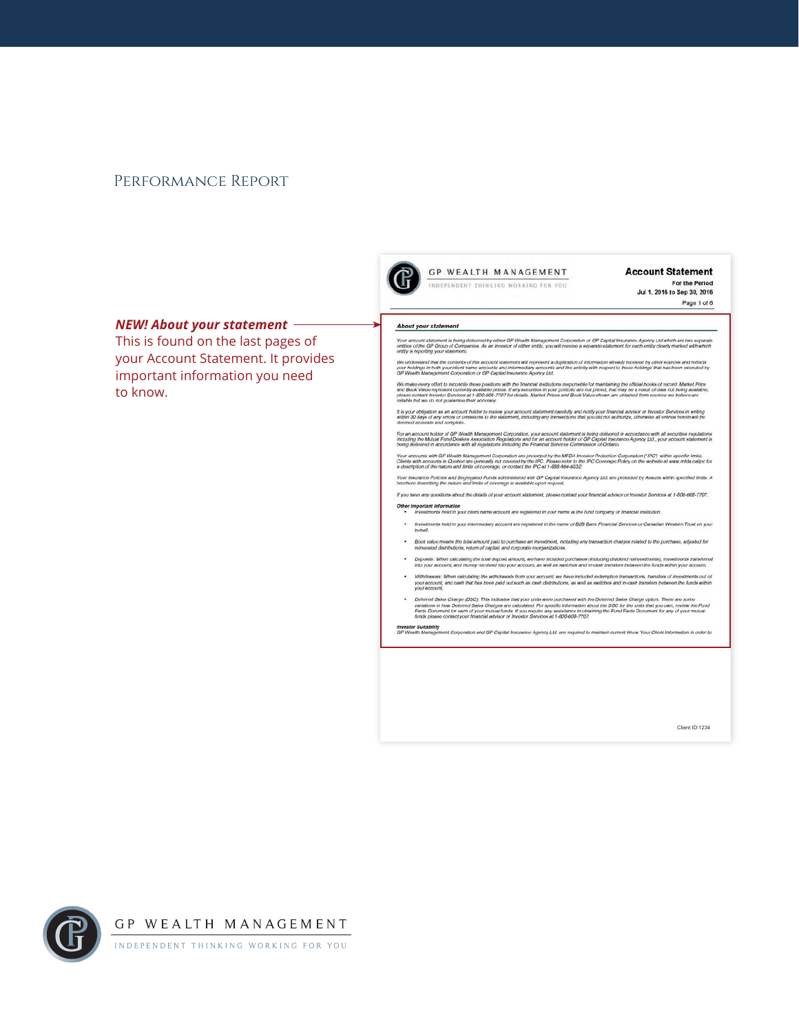# Performance Report

***NEW! About your statement***

This is found on the last pages of your Account Statement. It provides important information you need to know.

GP WEALTH MANAGEMENT
INDEPENDENT THINKING WORKING FOR YOU

**Account Statement**
For the Period
Jul 1, 2016 to Sep 30, 2016
Page 1 of 6

**About your statement**

*Your account statement is being delivered by either GP Wealth Management Corporation or GP Capital Insurance Agency Ltd which are two separate entities of the GP Group of Companies. As an investor of either entity, you will receive a separate statement for each entity clearly marked with which entity is reporting your statement.*

*We understand that the contents of this account statement will represent a duplication of information already received by other sources and reflects your holdings in both your client name accounts and intermediary accounts and the activity with respect to those holdings that has been executed by GP Wealth Management Corporation or GP Capital Insurance Agency Ltd.*

*We make every effort to reconcile these positions with the financial institutions responsible for maintaining the official books of record. Market Price and Book Value represent currently available prices. If any securities in your portfolio are not priced, that may be a result of data not being available; please contact Investor Services at 1-800-608-7707 for details. Market Prices and Book Value shown are obtained from sources we believe are reliable but we do not guarantee their accuracy.*

*It is your obligation as an account holder to review your account statement carefully and notify your financial advisor or Investor Services in writing within 30 days of any errors or omissions to the statement, including any transactions that you did not authorize, otherwise all entries herein will be deemed accurate and complete.*

*For an account holder of GP Wealth Management Corporation, your account statement is being delivered in accordance with all securities regulations including the Mutual Fund Dealers Association Regulations and for an account holder of GP Capital Insurance Agency Ltd., your account statement is being delivered in accordance with all regulations including the Financial Services Commission of Ontario.*

*Your accounts with GP Wealth Management Corporation are protected by the MFDA Investor Protection Corporation ("IPC") within specific limits. Clients with accounts in Quebec are generally not covered by the IPC. Please refer to the IPC Coverage Policy on the website at www.mfda.ca/ipc for a description of the nature and limits of coverage, or contact the IPC at 1-888-466-6332.*

*Your Insurance Policies and Segregated Funds administered with GP Capital Insurance Agency Ltd. are protected by Assuris within specified limits. A brochure describing the nature and limits of coverage is available upon request.*

*If you have any questions about the details of your account statement, please contact your financial advisor or Investor Services at 1-800-608-7707.*

**Other Important Information**

- *Investments held in your client name account are registered in your name at the fund company or financial institution.*
- *Investments held in your intermediary account are registered in the name of B2B Bank Financial Services or Canadian Western Trust on your behalf.*
- *Book value means the total amount paid to purchase an investment, including any transaction charges related to the purchase, adjusted for reinvested distributions, return of capital, and corporate reorganizations.*
- *Deposits: When calculating the total deposit amount, we have included purchases (including dividend reinvestments), investments transferred into your account, and money received into your account, as well as switches and in-cash transfers between the funds within your account.*
- *Withdrawals: When calculating the withdrawals from your account, we have included redemption transactions, transfers of investments out of your account, and cash that has been paid out such as cash distributions, as well as switches and in-cash transfers between the funds within your account.*
- *Deferred Sales Charge (DSC): This indicates that your units were purchased with the Deferred Sales Charge option. There are some variations in how Deferred Sales Charges are calculated. For specific information about the DSC for the units that you own, review the Fund Facts Document for each of your mutual funds. If you require any assistance in obtaining the Fund Facts Document for any of your mutual funds please contact your financial advisor or Investor Services at 1-800-608-7707.*

**Investor Suitability**

*GP Wealth Management Corporation and GP Capital Insurance Agency Ltd. are required to maintain current Know Your Client Information in order to*

Client ID:1234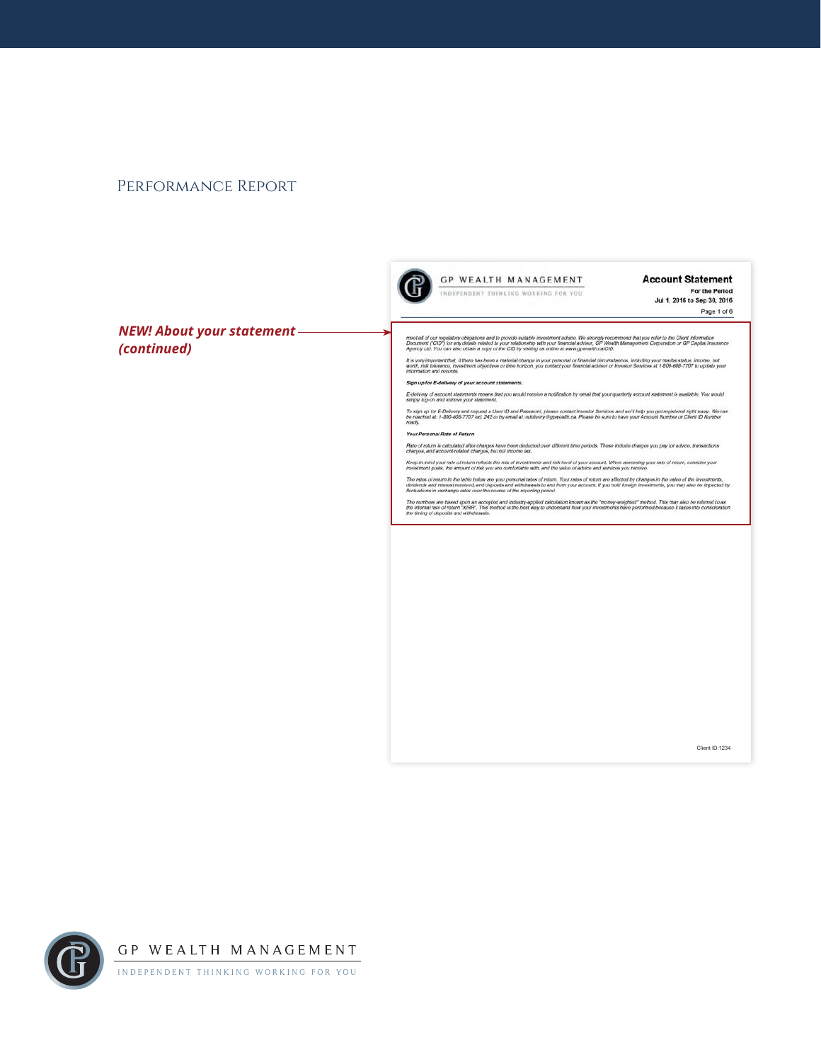# Performance Report

***NEW! About your statement (continued)***

GP WEALTH MANAGEMENT
INDEPENDENT THINKING WORKING FOR YOU

**Account Statement**
For the Period
Jul 1, 2016 to Sep 30, 2016
Page 1 of 6

*meet all of our regulatory obligations and to provide suitable investment advice. We strongly recommend that you refer to the Client Information Document ("CID") for any details related to your relationship with your financial advisor, GP Wealth Management Corporation or GP Capital Insurance Agency Ltd. You can also obtain a copy of the CID by visiting us online at www.gpwealth.ca/CID.*

*It is very important that, if there has been a material change in your personal or financial circumstances, including your marital status, income, net worth, risk tolerance, investment objectives or time horizon, you contact your financial adviser or Investor Services at 1-800-668-7707 to update your information and records.*

***Sign up for E-delivery of your account statements.***

*E-delivery of account statements means that you would receive a notification by email that your quarterly account statement is available. You would simply log-on and retrieve your statement.*

*To sign up for E-Delivery and request a User ID and Password, please contact Investor Services and we'll help you get registered right away. We can be reached at: 1-800-668-7707 ext. 242 or by email at: edelivery@gpwealth.ca. Please be sure to have your Account Number or Client ID Number ready.*

***Your Personal Rate of Return***

*Rate of return is calculated after charges have been deducted over different time periods. These include charges you pay for advice, transactions charges, and account-related charges, but not income tax.*

*Keep in mind your rate of return reflects the mix of investments and risk level of your account. When assessing your rate of return, consider your investment goals, the amount of risk you are comfortable with, and the value of advice and services you receive.*

*The rates of return in the table below are your personal rates of return. Your rates of return are affected by changes in the value of the investments, dividends and interest received, and deposits and withdrawals to and from your account. If you hold foreign investments, you may also be impacted by fluctuations in exchange rates over the course of the reporting period.*

*The numbers are based upon an accepted and industry-applied calculation known as the "money-weighted" method. This may also be referred to as the internal rate of return "XIRR". This method is the best way to understand how your investments have performed because it takes into consideration the timing of deposits and withdrawals.*

Client ID:1234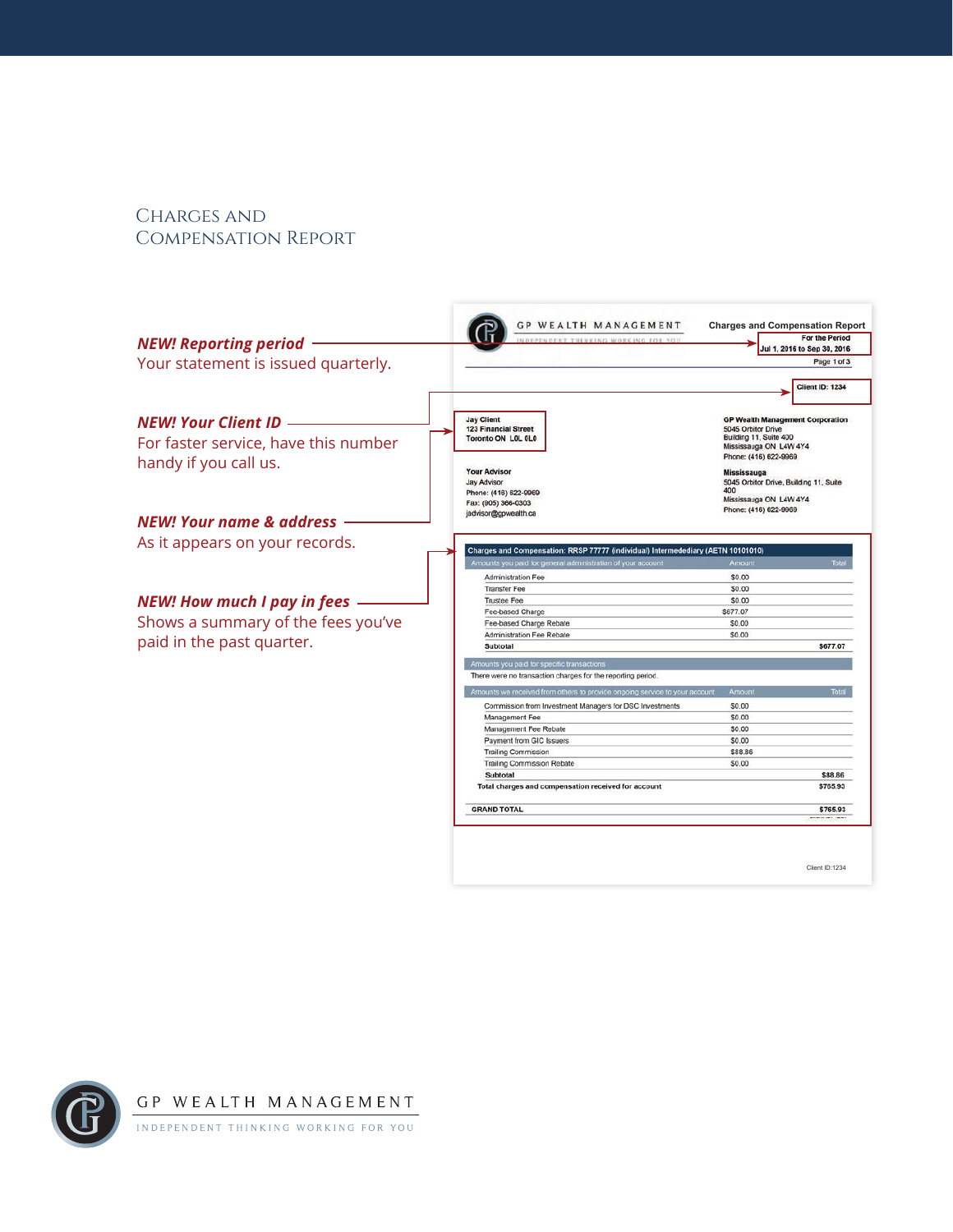# Charges and Compensation Report

***NEW! Reporting period***
Your statement is issued quarterly.

***NEW! Your Client ID***
For faster service, have this number handy if you call us.

***NEW! Your name & address***
As it appears on your records.

***NEW! How much I pay in fees***
Shows a summary of the fees you've paid in the past quarter.

GP WEALTH MANAGEMENT
INDEPENDENT THINKING WORKING FOR YOU

**Charges and Compensation Report**
For the Period
Jul 1, 2016 to Sep 30, 2016
Page 1 of 3

Client ID: 1234

Jay Client
123 Financial Street
Toronto ON L0L 0L0

Your Advisor
Jay Advisor
Phone: (416) 622-9969
Fax: (905) 366-0303
jadvisor@gpwealth.ca

GP Wealth Management Corporation
5045 Orbitor Drive
Building 11, Suite 400
Mississauga ON L4W 4Y4
Phone: (416) 622-9969

Mississauga
5045 Orbitor Drive, Building 11, Suite 400
Mississauga ON L4W 4Y4
Phone: (416) 622-9969

**Charges and Compensation: RRSP 77777 (individual) Intermedediary (AETN 10101010)**

| Amounts you paid for general administration of your account | Amount | Total |
|---|---|---|
| Administration Fee | $0.00 | |
| Transfer Fee | $0.00 | |
| Trustee Fee | $0.00 | |
| Fee-based Charge | $677.07 | |
| Fee-based Charge Rebate | $0.00 | |
| Administration Fee Rebate | $0.00 | |
| **Subtotal** | | **$677.07** |

Amounts you paid for specific transactions

There were no transaction charges for the reporting period.

| Amounts we received from others to provide ongoing service to your account | Amount | Total |
|---|---|---|
| Commission from Investment Managers for DSC Investments | $0.00 | |
| Management Fee | $0.00 | |
| Management Fee Rebate | $0.00 | |
| Payment from GIC Issuers | $0.00 | |
| Trailing Commission | $88.86 | |
| Trailing Commission Rebate | $0.00 | |
| **Subtotal** | | **$88.86** |
| **Total charges and compensation received for account** | | **$765.93** |
| **GRAND TOTAL** | | **$765.93** |

Client ID:1234

GP WEALTH MANAGEMENT
INDEPENDENT THINKING WORKING FOR YOU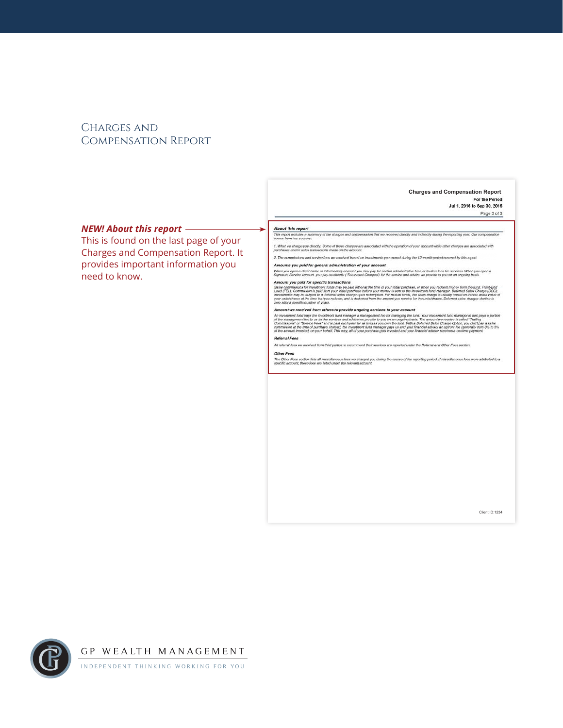# Charges and Compensation Report

***NEW! About this report***

This is found on the last page of your Charges and Compensation Report. It provides important information you need to know.

**Charges and Compensation Report**

For the Period

Jul 1, 2016 to Sep 30, 2016

Page 3 of 3

***About this report***

*This report includes a summary of the charges and compensation that we received directly and indirectly during the reporting year. Our compensation comes from two sources:*

*1. What we charge you directly. Some of these charges are associated with the operation of your account while other charges are associated with purchases and/or sales transactions made on the account.*

*2. The commissions and service fees we received based on investments you owned during the 12-month period covered by this report.*

***Amounts you paid for general administration of your account***

*When you open a client name or intermediary account you may pay for certain administrative fees or trustee fees for services. When you open a Signature Service Account, you pay us directly ("Fee-based Charges") for the service and advice we provide to you on an ongoing basis.*

***Amount you paid for specific transactions***

*Sales commissions for investment funds may be paid either at the time of your initial purchase, or when you redeem money from the fund. Front-End Load (FEL): Commission is paid from your initial purchase before your money is sent to the investment fund manager. Deferred Sales Charge (DSC): Investments may be subject to a deferred sales charge upon redemption. For mutual funds, the sales charge is usually based on the net asset value of your units/shares at the time that you redeem, and is deducted from the amount you receive for the units/shares. Deferred sales charges decline to zero after a specific number of years.*

***Amount we received from others to provide ongoing services to your account***

*An investment fund pays the investment fund manager a management fee for managing the fund. Your investment fund manager in turn pays a portion of the management fee to us for the services and advice we provide to you on an ongoing basis. The amount we receive is called "Trailing Commissions" or "Service Fees" and is paid each year for as long as you own the fund. With a Deferred Sales Charge Option, you don't pay a sales commission at the time of purchase. Instead, the investment fund manager pays us and your financial advisor an upfront fee (generally from 0% to 5% of the amount invested) on your behalf. This way, all of your purchase gets invested and your financial advisor receives a onetime payment.*

***Referral Fees***

*All referral fees we received from third parties to recommend their services are reported under the Referral and Other Fees section.*

***Other Fees***

*The Other Fees section lists all miscellaneous fees we charged you during the course of the reporting period. If miscellaneous fees were attributed to a specific account, these fees are listed under the relevant account.*

Client ID:1234

GP WEALTH MANAGEMENT

INDEPENDENT THINKING WORKING FOR YOU